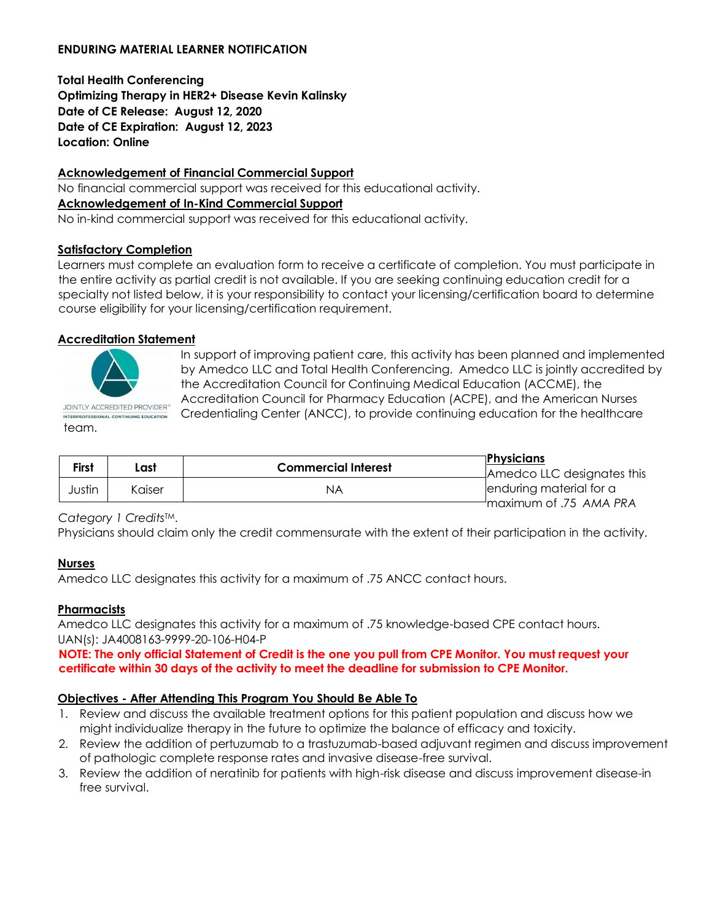**ENDURING MATERIAL LEARNER NOTIFICATION**

**Total Health Conferencing**
**Optimizing Therapy in HER2+ Disease Kevin Kalinsky**
**Date of CE Release: August 12, 2020**
**Date of CE Expiration: August 12, 2023**
**Location: Online**

**Acknowledgement of Financial Commercial Support**

No financial commercial support was received for this educational activity.

**Acknowledgement of In-Kind Commercial Support**

No in-kind commercial support was received for this educational activity.

**Satisfactory Completion**

Learners must complete an evaluation form to receive a certificate of completion. You must participate in the entire activity as partial credit is not available. If you are seeking continuing education credit for a specialty not listed below, it is your responsibility to contact your licensing/certification board to determine course eligibility for your licensing/certification requirement.

**Accreditation Statement**

JOINTLY ACCREDITED PROVIDER™ INTERPROFESSIONAL CONTINUING EDUCATION

In support of improving patient care, this activity has been planned and implemented by Amedco LLC and Total Health Conferencing. Amedco LLC is jointly accredited by the Accreditation Council for Continuing Medical Education (ACCME), the Accreditation Council for Pharmacy Education (ACPE), and the American Nurses Credentialing Center (ANCC), to provide continuing education for the healthcare team.

| First | Last | Commercial Interest |
|---|---|---|
| Justin | Kaiser | NA |

**Physicians**

Amedco LLC designates this enduring material for a maximum of .75 *AMA PRA Category 1 Credits*™.

Physicians should claim only the credit commensurate with the extent of their participation in the activity.

**Nurses**

Amedco LLC designates this activity for a maximum of .75 ANCC contact hours.

**Pharmacists**

Amedco LLC designates this activity for a maximum of .75 knowledge-based CPE contact hours.
UAN(s): JA4008163-9999-20-106-H04-P

**NOTE: The only official Statement of Credit is the one you pull from CPE Monitor. You must request your certificate within 30 days of the activity to meet the deadline for submission to CPE Monitor.**

**Objectives - After Attending This Program You Should Be Able To**

1. Review and discuss the available treatment options for this patient population and discuss how we might individualize therapy in the future to optimize the balance of efficacy and toxicity.
2. Review the addition of pertuzumab to a trastuzumab-based adjuvant regimen and discuss improvement of pathologic complete response rates and invasive disease-free survival.
3. Review the addition of neratinib for patients with high-risk disease and discuss improvement disease-in free survival.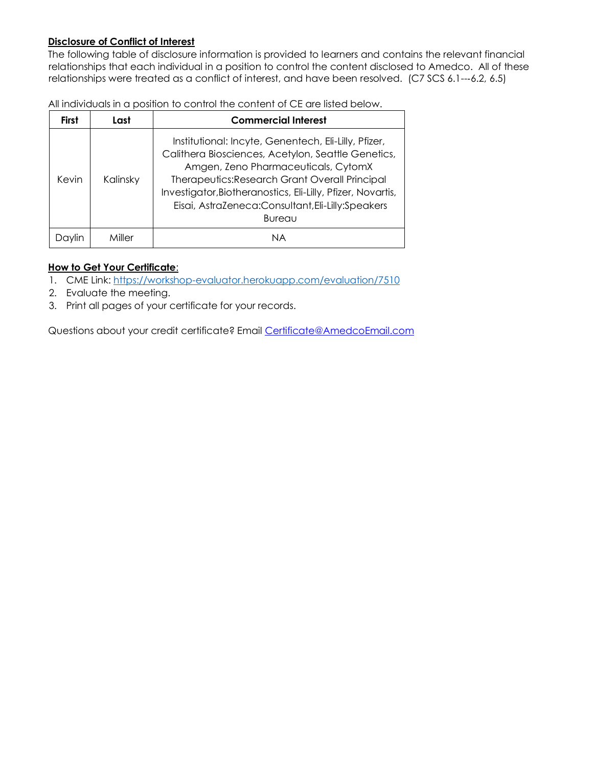**Disclosure of Conflict of Interest**

The following table of disclosure information is provided to learners and contains the relevant financial relationships that each individual in a position to control the content disclosed to Amedco. All of these relationships were treated as a conflict of interest, and have been resolved. (C7 SCS 6.1---6.2, 6.5)

All individuals in a position to control the content of CE are listed below.

| First | Last | Commercial Interest |
|---|---|---|
| Kevin | Kalinsky | Institutional: Incyte, Genentech, Eli-Lilly, Pfizer, Calithera Biosciences, Acetylon, Seattle Genetics, Amgen, Zeno Pharmaceuticals, CytomX Therapeutics:Research Grant Overall Principal Investigator,Biotheranostics, Eli-Lilly, Pfizer, Novartis, Eisai, AstraZeneca:Consultant,Eli-Lilly:Speakers Bureau |
| Daylin | Miller | NA |

**How to Get Your Certificate**:

1. CME Link: https://workshop-evaluator.herokuapp.com/evaluation/7510
2. Evaluate the meeting.
3. Print all pages of your certificate for your records.

Questions about your credit certificate? Email Certificate@AmedcoEmail.com